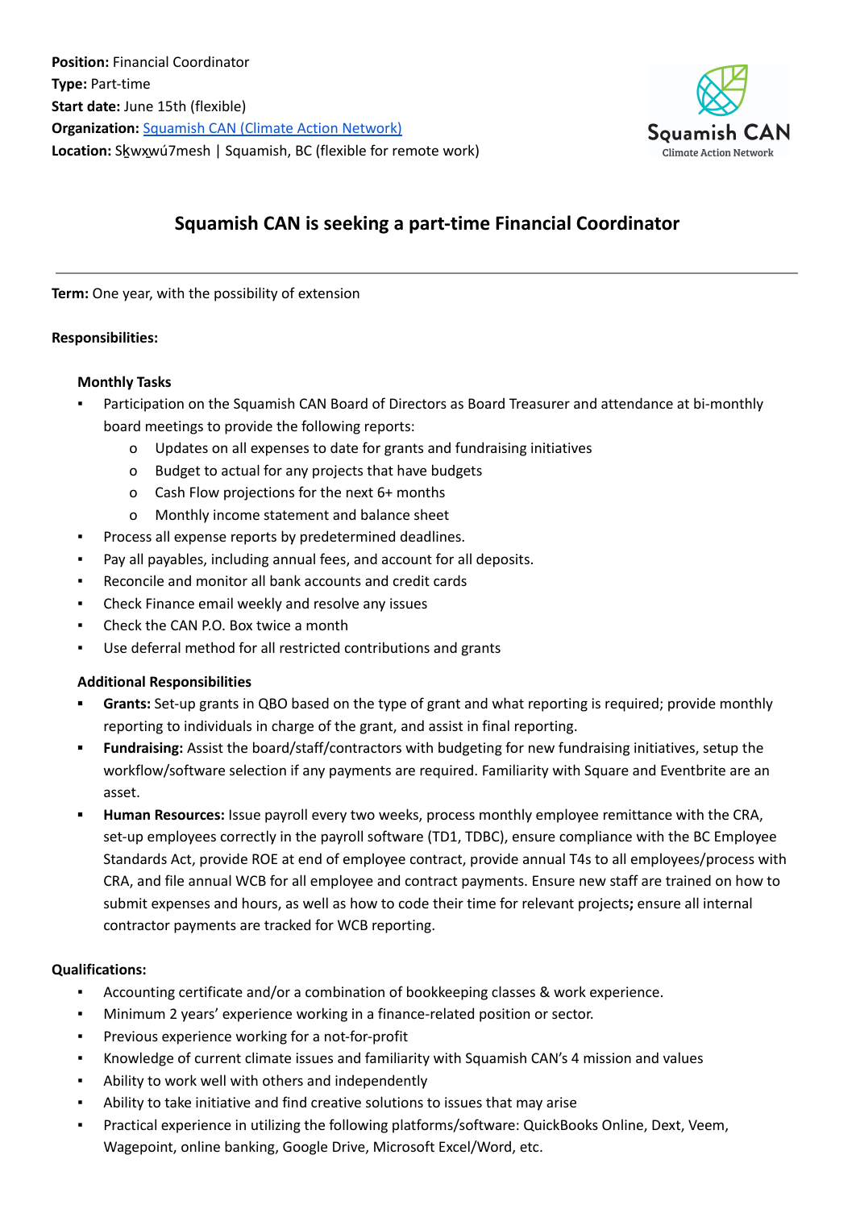**Position:** Financial Coordinator
**Type:** Part-time
**Start date:** June 15th (flexible)
**Organization:** [Squamish CAN (Climate Action Network)]
**Location:** Sḵwx̱wú7mesh | Squamish, BC (flexible for remote work)

Squamish CAN
Climate Action Network

## Squamish CAN is seeking a part-time Financial Coordinator

---

**Term:** One year, with the possibility of extension

**Responsibilities:**

**Monthly Tasks**

- Participation on the Squamish CAN Board of Directors as Board Treasurer and attendance at bi-monthly board meetings to provide the following reports:
  - Updates on all expenses to date for grants and fundraising initiatives
  - Budget to actual for any projects that have budgets
  - Cash Flow projections for the next 6+ months
  - Monthly income statement and balance sheet
- Process all expense reports by predetermined deadlines.
- Pay all payables, including annual fees, and account for all deposits.
- Reconcile and monitor all bank accounts and credit cards
- Check Finance email weekly and resolve any issues
- Check the CAN P.O. Box twice a month
- Use deferral method for all restricted contributions and grants

**Additional Responsibilities**

- **Grants:** Set-up grants in QBO based on the type of grant and what reporting is required; provide monthly reporting to individuals in charge of the grant, and assist in final reporting.
- **Fundraising:** Assist the board/staff/contractors with budgeting for new fundraising initiatives, setup the workflow/software selection if any payments are required. Familiarity with Square and Eventbrite are an asset.
- **Human Resources:** Issue payroll every two weeks, process monthly employee remittance with the CRA, set-up employees correctly in the payroll software (TD1, TDBC), ensure compliance with the BC Employee Standards Act, provide ROE at end of employee contract, provide annual T4s to all employees/process with CRA, and file annual WCB for all employee and contract payments. Ensure new staff are trained on how to submit expenses and hours, as well as how to code their time for relevant projects**;** ensure all internal contractor payments are tracked for WCB reporting.

**Qualifications:**

- Accounting certificate and/or a combination of bookkeeping classes & work experience.
- Minimum 2 years' experience working in a finance-related position or sector.
- Previous experience working for a not-for-profit
- Knowledge of current climate issues and familiarity with Squamish CAN's 4 mission and values
- Ability to work well with others and independently
- Ability to take initiative and find creative solutions to issues that may arise
- Practical experience in utilizing the following platforms/software: QuickBooks Online, Dext, Veem, Wagepoint, online banking, Google Drive, Microsoft Excel/Word, etc.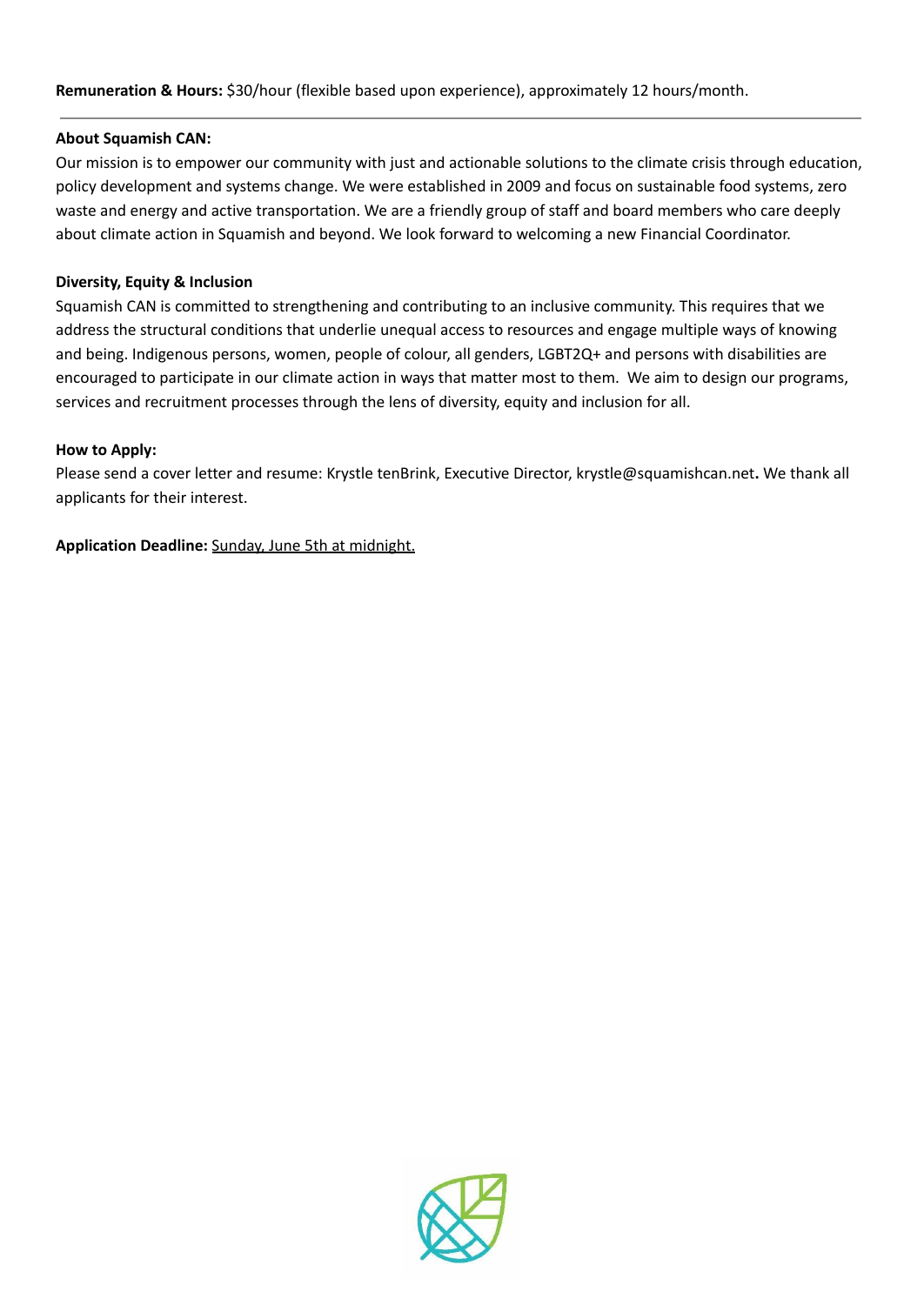**Remuneration & Hours:** $30/hour (flexible based upon experience), approximately 12 hours/month.

---

**About Squamish CAN:**

Our mission is to empower our community with just and actionable solutions to the climate crisis through education, policy development and systems change. We were established in 2009 and focus on sustainable food systems, zero waste and energy and active transportation. We are a friendly group of staff and board members who care deeply about climate action in Squamish and beyond. We look forward to welcoming a new Financial Coordinator.

**Diversity, Equity & Inclusion**

Squamish CAN is committed to strengthening and contributing to an inclusive community. This requires that we address the structural conditions that underlie unequal access to resources and engage multiple ways of knowing and being. Indigenous persons, women, people of colour, all genders, LGBT2Q+ and persons with disabilities are encouraged to participate in our climate action in ways that matter most to them. We aim to design our programs, services and recruitment processes through the lens of diversity, equity and inclusion for all.

**How to Apply:**

Please send a cover letter and resume: Krystle tenBrink, Executive Director, krystle@squamishcan.net**.** We thank all applicants for their interest.

**Application Deadline:** Sunday, June 5th at midnight.